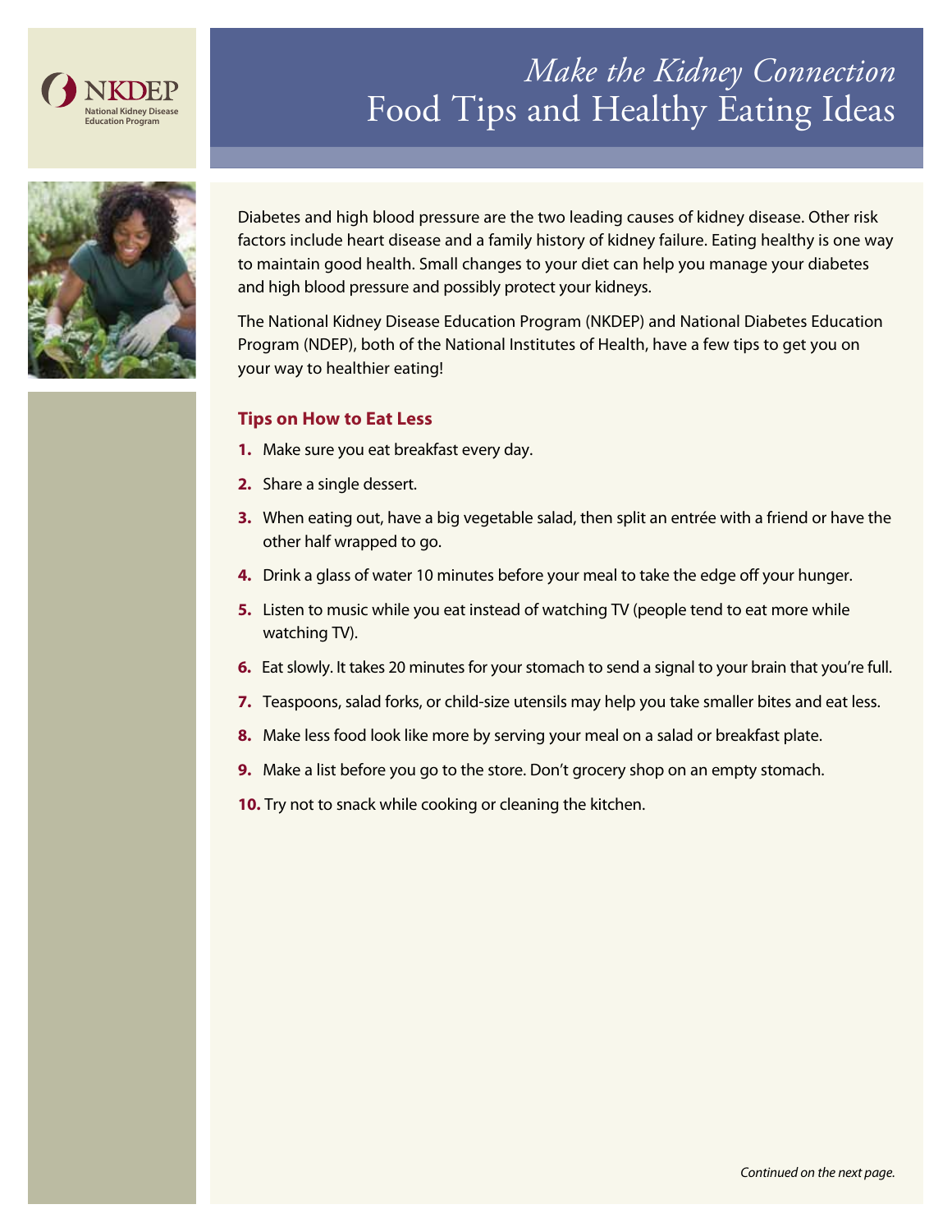NKDEP
National Kidney Disease Education Program

# *Make the Kidney Connection*
# Food Tips and Healthy Eating Ideas

Diabetes and high blood pressure are the two leading causes of kidney disease. Other risk factors include heart disease and a family history of kidney failure. Eating healthy is one way to maintain good health. Small changes to your diet can help you manage your diabetes and high blood pressure and possibly protect your kidneys.

The National Kidney Disease Education Program (NKDEP) and National Diabetes Education Program (NDEP), both of the National Institutes of Health, have a few tips to get you on your way to healthier eating!

### Tips on How to Eat Less

1. Make sure you eat breakfast every day.
2. Share a single dessert.
3. When eating out, have a big vegetable salad, then split an entrée with a friend or have the other half wrapped to go.
4. Drink a glass of water 10 minutes before your meal to take the edge off your hunger.
5. Listen to music while you eat instead of watching TV (people tend to eat more while watching TV).
6. Eat slowly. It takes 20 minutes for your stomach to send a signal to your brain that you're full.
7. Teaspoons, salad forks, or child-size utensils may help you take smaller bites and eat less.
8. Make less food look like more by serving your meal on a salad or breakfast plate.
9. Make a list before you go to the store. Don't grocery shop on an empty stomach.
10. Try not to snack while cooking or cleaning the kitchen.

*Continued on the next page.*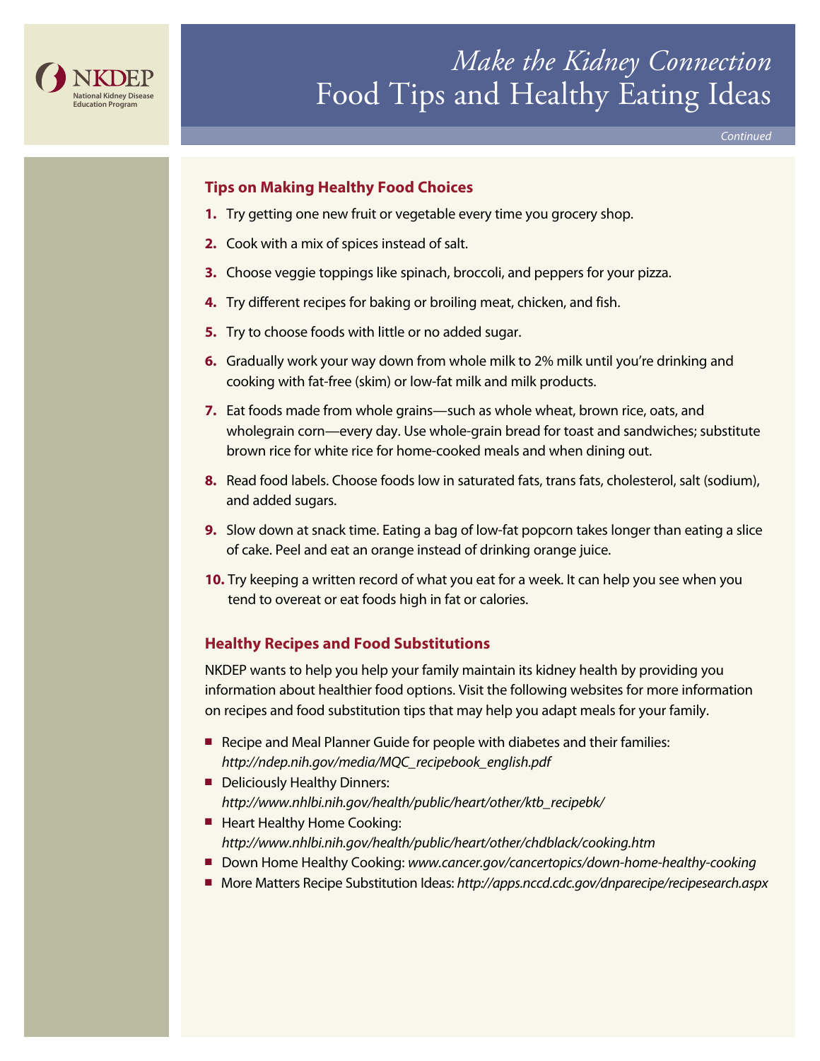# Make the Kidney Connection
# Food Tips and Healthy Eating Ideas

*Continued*

## Tips on Making Healthy Food Choices

1. Try getting one new fruit or vegetable every time you grocery shop.
2. Cook with a mix of spices instead of salt.
3. Choose veggie toppings like spinach, broccoli, and peppers for your pizza.
4. Try different recipes for baking or broiling meat, chicken, and fish.
5. Try to choose foods with little or no added sugar.
6. Gradually work your way down from whole milk to 2% milk until you're drinking and cooking with fat-free (skim) or low-fat milk and milk products.
7. Eat foods made from whole grains—such as whole wheat, brown rice, oats, and wholegrain corn—every day. Use whole-grain bread for toast and sandwiches; substitute brown rice for white rice for home-cooked meals and when dining out.
8. Read food labels. Choose foods low in saturated fats, trans fats, cholesterol, salt (sodium), and added sugars.
9. Slow down at snack time. Eating a bag of low-fat popcorn takes longer than eating a slice of cake. Peel and eat an orange instead of drinking orange juice.
10. Try keeping a written record of what you eat for a week. It can help you see when you tend to overeat or eat foods high in fat or calories.

## Healthy Recipes and Food Substitutions

NKDEP wants to help you help your family maintain its kidney health by providing you information about healthier food options. Visit the following websites for more information on recipes and food substitution tips that may help you adapt meals for your family.

- Recipe and Meal Planner Guide for people with diabetes and their families: *http://ndep.nih.gov/media/MQC_recipebook_english.pdf*
- Deliciously Healthy Dinners: *http://www.nhlbi.nih.gov/health/public/heart/other/ktb_recipebk/*
- Heart Healthy Home Cooking: *http://www.nhlbi.nih.gov/health/public/heart/other/chdblack/cooking.htm*
- Down Home Healthy Cooking: *www.cancer.gov/cancertopics/down-home-healthy-cooking*
- More Matters Recipe Substitution Ideas: *http://apps.nccd.cdc.gov/dnparecipe/recipesearch.aspx*